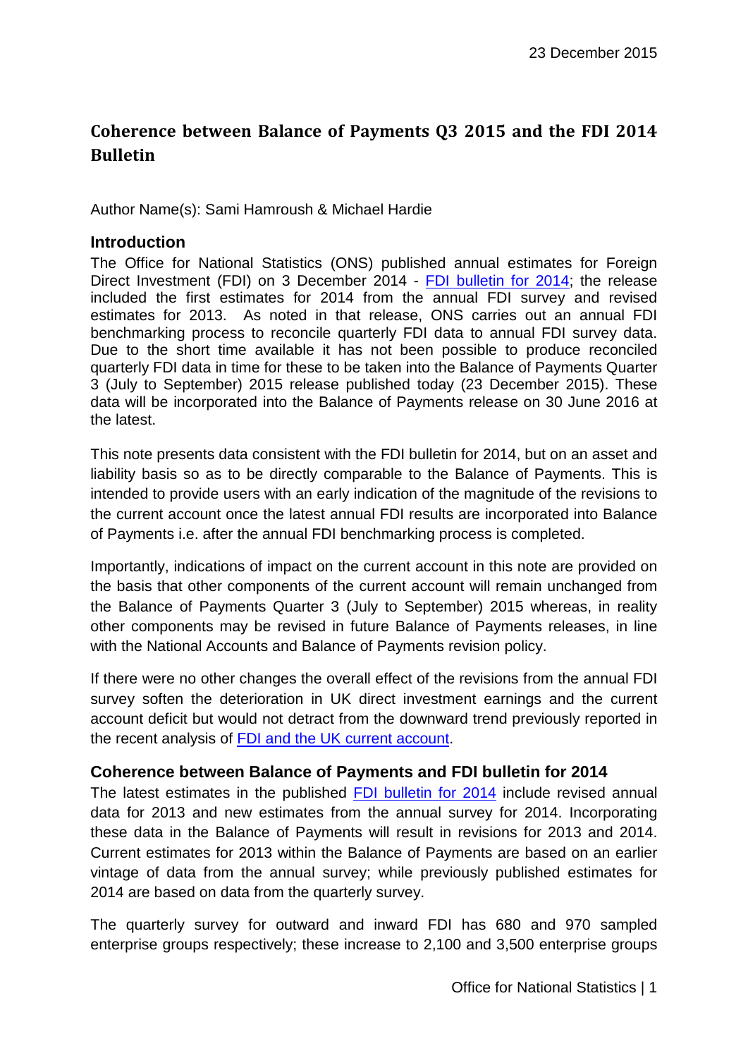23 December 2015

# Coherence between Balance of Payments Q3 2015 and the FDI 2014 Bulletin

Author Name(s): Sami Hamroush & Michael Hardie

## Introduction

The Office for National Statistics (ONS) published annual estimates for Foreign Direct Investment (FDI) on 3 December 2014 - FDI bulletin for 2014; the release included the first estimates for 2014 from the annual FDI survey and revised estimates for 2013. As noted in that release, ONS carries out an annual FDI benchmarking process to reconcile quarterly FDI data to annual FDI survey data. Due to the short time available it has not been possible to produce reconciled quarterly FDI data in time for these to be taken into the Balance of Payments Quarter 3 (July to September) 2015 release published today (23 December 2015). These data will be incorporated into the Balance of Payments release on 30 June 2016 at the latest.

This note presents data consistent with the FDI bulletin for 2014, but on an asset and liability basis so as to be directly comparable to the Balance of Payments. This is intended to provide users with an early indication of the magnitude of the revisions to the current account once the latest annual FDI results are incorporated into Balance of Payments i.e. after the annual FDI benchmarking process is completed.

Importantly, indications of impact on the current account in this note are provided on the basis that other components of the current account will remain unchanged from the Balance of Payments Quarter 3 (July to September) 2015 whereas, in reality other components may be revised in future Balance of Payments releases, in line with the National Accounts and Balance of Payments revision policy.

If there were no other changes the overall effect of the revisions from the annual FDI survey soften the deterioration in UK direct investment earnings and the current account deficit but would not detract from the downward trend previously reported in the recent analysis of FDI and the UK current account.

## Coherence between Balance of Payments and FDI bulletin for 2014

The latest estimates in the published FDI bulletin for 2014 include revised annual data for 2013 and new estimates from the annual survey for 2014. Incorporating these data in the Balance of Payments will result in revisions for 2013 and 2014. Current estimates for 2013 within the Balance of Payments are based on an earlier vintage of data from the annual survey; while previously published estimates for 2014 are based on data from the quarterly survey.

The quarterly survey for outward and inward FDI has 680 and 970 sampled enterprise groups respectively; these increase to 2,100 and 3,500 enterprise groups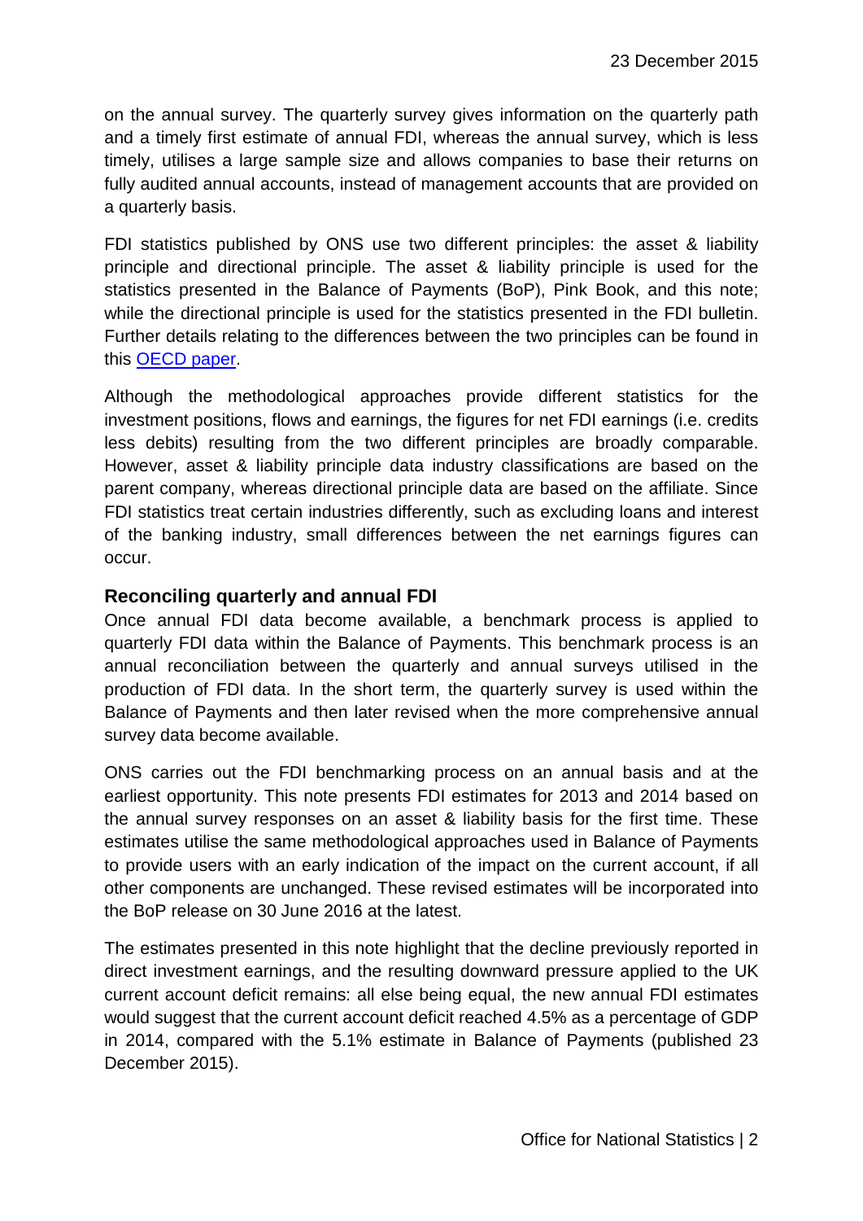on the annual survey. The quarterly survey gives information on the quarterly path and a timely first estimate of annual FDI, whereas the annual survey, which is less timely, utilises a large sample size and allows companies to base their returns on fully audited annual accounts, instead of management accounts that are provided on a quarterly basis.

FDI statistics published by ONS use two different principles: the asset & liability principle and directional principle. The asset & liability principle is used for the statistics presented in the Balance of Payments (BoP), Pink Book, and this note; while the directional principle is used for the statistics presented in the FDI bulletin. Further details relating to the differences between the two principles can be found in this [OECD paper](OECD paper).

Although the methodological approaches provide different statistics for the investment positions, flows and earnings, the figures for net FDI earnings (i.e. credits less debits) resulting from the two different principles are broadly comparable. However, asset & liability principle data industry classifications are based on the parent company, whereas directional principle data are based on the affiliate. Since FDI statistics treat certain industries differently, such as excluding loans and interest of the banking industry, small differences between the net earnings figures can occur.

### Reconciling quarterly and annual FDI

Once annual FDI data become available, a benchmark process is applied to quarterly FDI data within the Balance of Payments. This benchmark process is an annual reconciliation between the quarterly and annual surveys utilised in the production of FDI data. In the short term, the quarterly survey is used within the Balance of Payments and then later revised when the more comprehensive annual survey data become available.

ONS carries out the FDI benchmarking process on an annual basis and at the earliest opportunity. This note presents FDI estimates for 2013 and 2014 based on the annual survey responses on an asset & liability basis for the first time. These estimates utilise the same methodological approaches used in Balance of Payments to provide users with an early indication of the impact on the current account, if all other components are unchanged. These revised estimates will be incorporated into the BoP release on 30 June 2016 at the latest.

The estimates presented in this note highlight that the decline previously reported in direct investment earnings, and the resulting downward pressure applied to the UK current account deficit remains: all else being equal, the new annual FDI estimates would suggest that the current account deficit reached 4.5% as a percentage of GDP in 2014, compared with the 5.1% estimate in Balance of Payments (published 23 December 2015).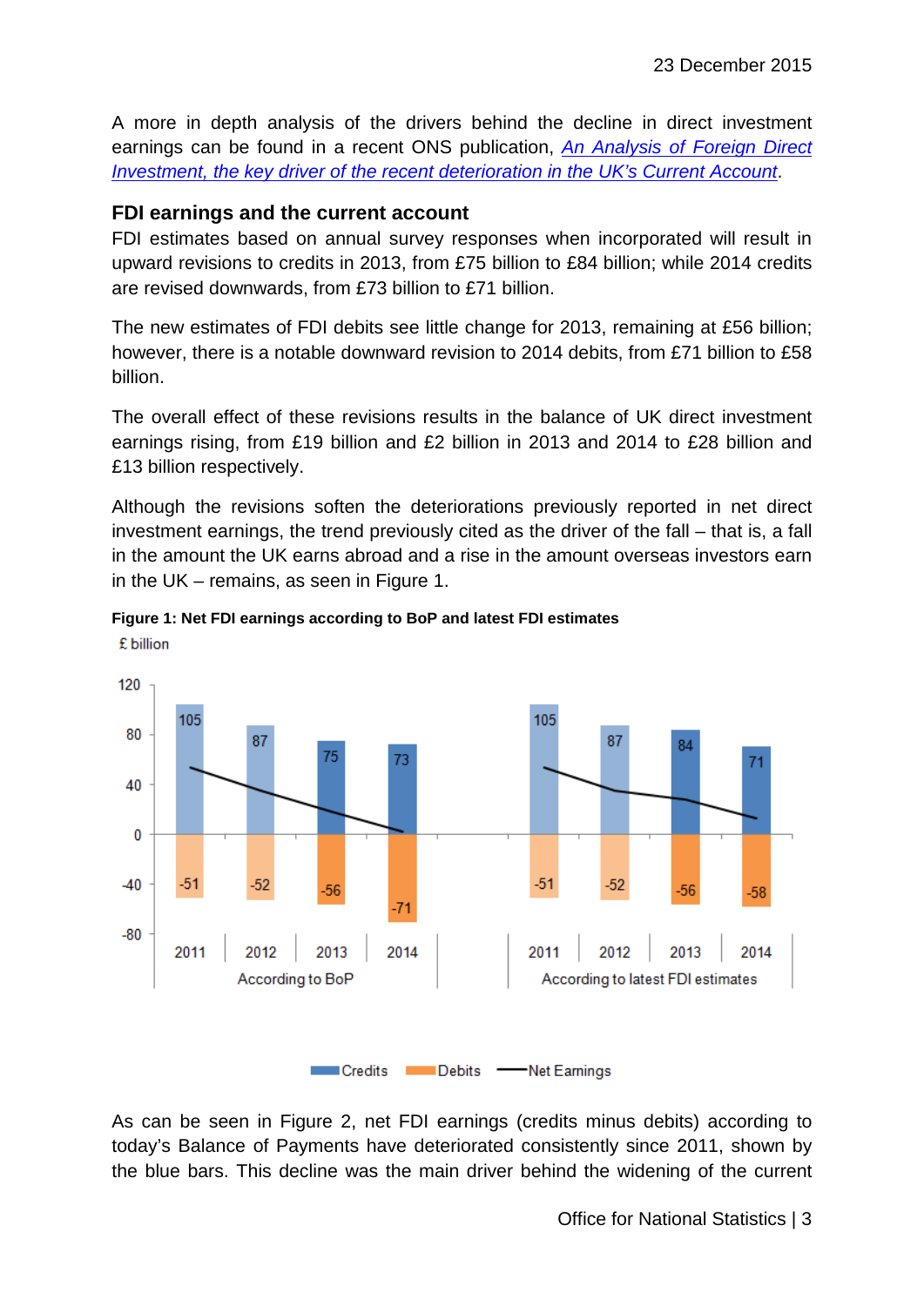A more in depth analysis of the drivers behind the decline in direct investment earnings can be found in a recent ONS publication, *An Analysis of Foreign Direct Investment, the key driver of the recent deterioration in the UK's Current Account*.

## FDI earnings and the current account

FDI estimates based on annual survey responses when incorporated will result in upward revisions to credits in 2013, from £75 billion to £84 billion; while 2014 credits are revised downwards, from £73 billion to £71 billion.

The new estimates of FDI debits see little change for 2013, remaining at £56 billion; however, there is a notable downward revision to 2014 debits, from £71 billion to £58 billion.

The overall effect of these revisions results in the balance of UK direct investment earnings rising, from £19 billion and £2 billion in 2013 and 2014 to £28 billion and £13 billion respectively.

Although the revisions soften the deteriorations previously reported in net direct investment earnings, the trend previously cited as the driver of the fall – that is, a fall in the amount the UK earns abroad and a rise in the amount overseas investors earn in the UK – remains, as seen in Figure 1.

**Figure 1: Net FDI earnings according to BoP and latest FDI estimates**

£ billion

| | According to BoP | | | | According to latest FDI estimates | | | |
|---|---|---|---|---|---|---|---|---|
| | 2011 | 2012 | 2013 | 2014 | 2011 | 2012 | 2013 | 2014 |
| Credits | 105 | 87 | 75 | 73 | 105 | 87 | 84 | 71 |
| Debits | -51 | -52 | -56 | -71 | -51 | -52 | -56 | -58 |

As can be seen in Figure 2, net FDI earnings (credits minus debits) according to today's Balance of Payments have deteriorated consistently since 2011, shown by the blue bars. This decline was the main driver behind the widening of the current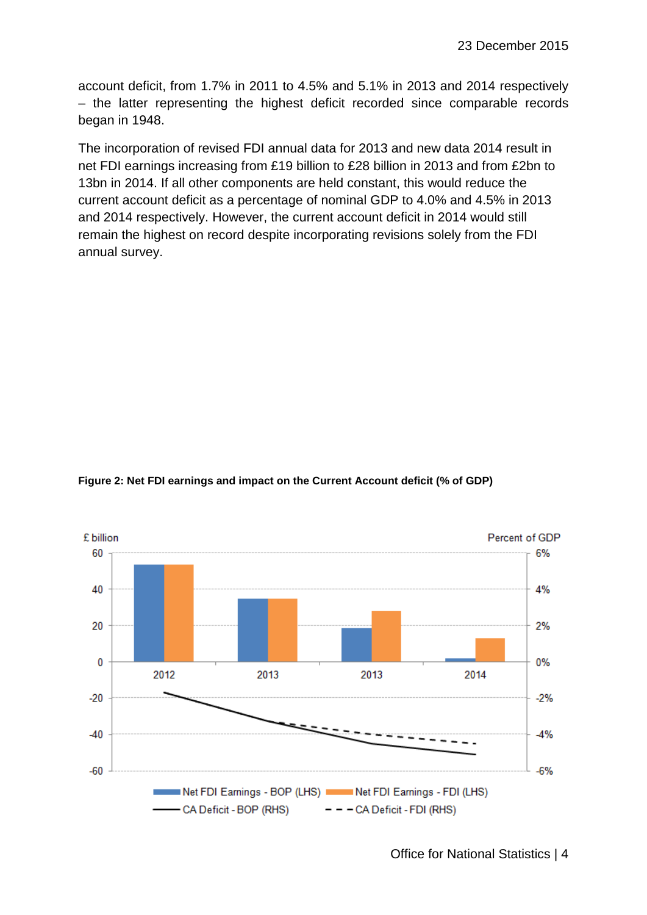account deficit, from 1.7% in 2011 to 4.5% and 5.1% in 2013 and 2014 respectively – the latter representing the highest deficit recorded since comparable records began in 1948.

The incorporation of revised FDI annual data for 2013 and new data 2014 result in net FDI earnings increasing from £19 billion to £28 billion in 2013 and from £2bn to 13bn in 2014. If all other components are held constant, this would reduce the current account deficit as a percentage of nominal GDP to 4.0% and 4.5% in 2013 and 2014 respectively. However, the current account deficit in 2014 would still remain the highest on record despite incorporating revisions solely from the FDI annual survey.

**Figure 2: Net FDI earnings and impact on the Current Account deficit (% of GDP)**

£ billion | Percent of GDP

Net FDI Earnings - BOP (LHS) | Net FDI Earnings - FDI (LHS) | CA Deficit - BOP (RHS) | CA Deficit - FDI (RHS)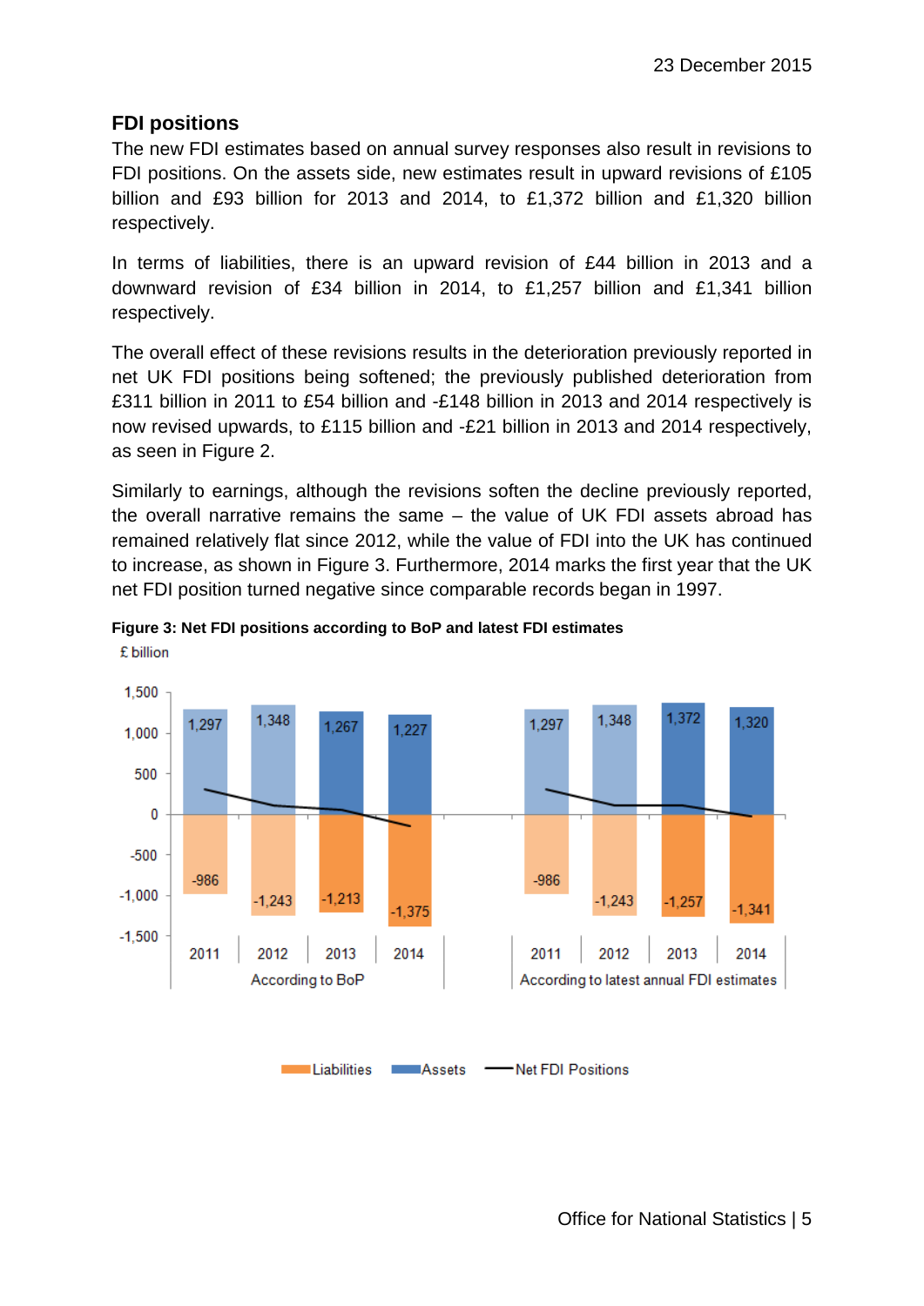23 December 2015

## FDI positions

The new FDI estimates based on annual survey responses also result in revisions to FDI positions. On the assets side, new estimates result in upward revisions of £105 billion and £93 billion for 2013 and 2014, to £1,372 billion and £1,320 billion respectively.

In terms of liabilities, there is an upward revision of £44 billion in 2013 and a downward revision of £34 billion in 2014, to £1,257 billion and £1,341 billion respectively.

The overall effect of these revisions results in the deterioration previously reported in net UK FDI positions being softened; the previously published deterioration from £311 billion in 2011 to £54 billion and -£148 billion in 2013 and 2014 respectively is now revised upwards, to £115 billion and -£21 billion in 2013 and 2014 respectively, as seen in Figure 2.

Similarly to earnings, although the revisions soften the decline previously reported, the overall narrative remains the same – the value of UK FDI assets abroad has remained relatively flat since 2012, while the value of FDI into the UK has continued to increase, as shown in Figure 3. Furthermore, 2014 marks the first year that the UK net FDI position turned negative since comparable records began in 1997.

**Figure 3: Net FDI positions according to BoP and latest FDI estimates**

£ billion

| | According to BoP | | | | According to latest annual FDI estimates | | | |
|---|---|---|---|---|---|---|---|---|
| | 2011 | 2012 | 2013 | 2014 | 2011 | 2012 | 2013 | 2014 |
| Assets | 1,297 | 1,348 | 1,267 | 1,227 | 1,297 | 1,348 | 1,372 | 1,320 |
| Liabilities | -986 | -1,243 | -1,213 | -1,375 | -986 | -1,243 | -1,257 | -1,341 |

Liabilities | Assets | Net FDI Positions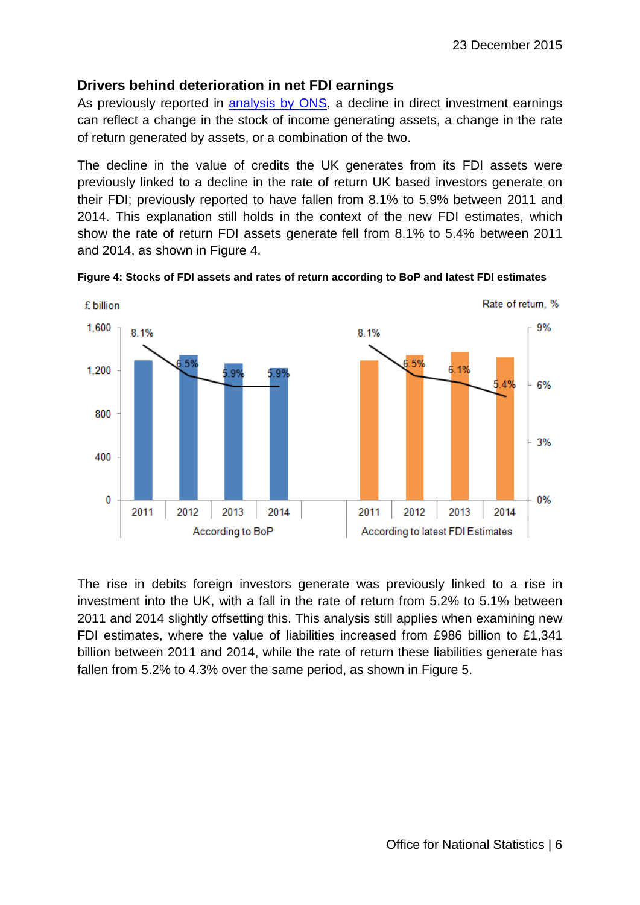## Drivers behind deterioration in net FDI earnings

As previously reported in analysis by ONS, a decline in direct investment earnings can reflect a change in the stock of income generating assets, a change in the rate of return generated by assets, or a combination of the two.

The decline in the value of credits the UK generates from its FDI assets were previously linked to a decline in the rate of return UK based investors generate on their FDI; previously reported to have fallen from 8.1% to 5.9% between 2011 and 2014. This explanation still holds in the context of the new FDI estimates, which show the rate of return FDI assets generate fell from 8.1% to 5.4% between 2011 and 2014, as shown in Figure 4.

**Figure 4: Stocks of FDI assets and rates of return according to BoP and latest FDI estimates**

| | According to BoP | | | | According to latest FDI Estimates | | | |
|---|---|---|---|---|---|---|---|---|
| | 2011 | 2012 | 2013 | 2014 | 2011 | 2012 | 2013 | 2014 |
| Rate of return, % | 8.1% | 6.5% | 5.9% | 5.9% | 8.1% | 6.5% | 6.1% | 5.4% |

The rise in debits foreign investors generate was previously linked to a rise in investment into the UK, with a fall in the rate of return from 5.2% to 5.1% between 2011 and 2014 slightly offsetting this. This analysis still applies when examining new FDI estimates, where the value of liabilities increased from £986 billion to £1,341 billion between 2011 and 2014, while the rate of return these liabilities generate has fallen from 5.2% to 4.3% over the same period, as shown in Figure 5.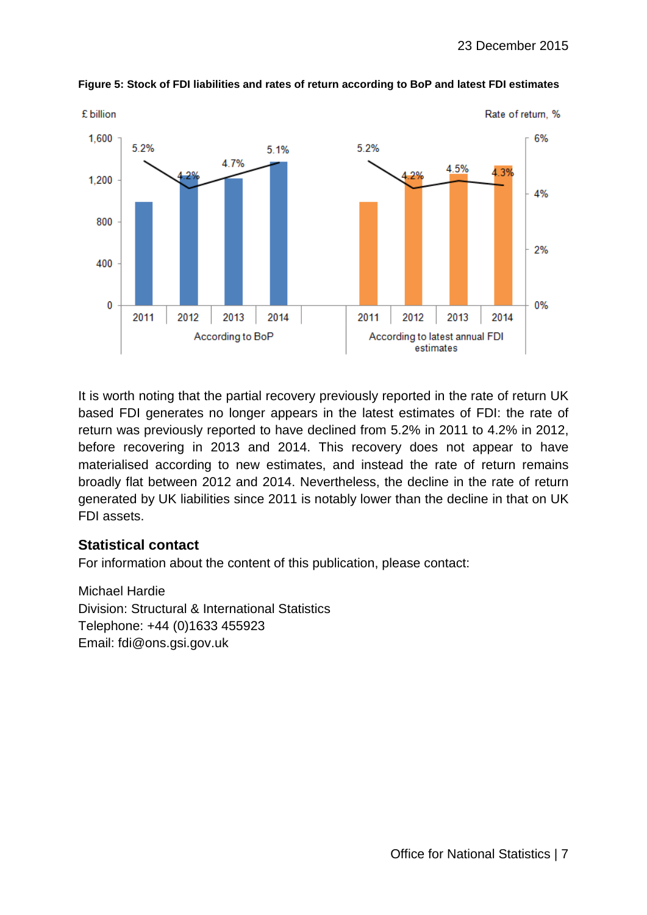**Figure 5: Stock of FDI liabilities and rates of return according to BoP and latest FDI estimates**

£ billion

Rate of return, %

1,600
1,200
800
400
0

6%
4%
2%
0%

5.2%
4.2%
4.7%
5.1%

5.2%
4.2%
4.5%
4.3%

2011 2012 2013 2014
According to BoP

2011 2012 2013 2014
According to latest annual FDI estimates

It is worth noting that the partial recovery previously reported in the rate of return UK based FDI generates no longer appears in the latest estimates of FDI: the rate of return was previously reported to have declined from 5.2% in 2011 to 4.2% in 2012, before recovering in 2013 and 2014. This recovery does not appear to have materialised according to new estimates, and instead the rate of return remains broadly flat between 2012 and 2014. Nevertheless, the decline in the rate of return generated by UK liabilities since 2011 is notably lower than the decline in that on UK FDI assets.

### Statistical contact

For information about the content of this publication, please contact:

Michael Hardie
Division: Structural & International Statistics
Telephone: +44 (0)1633 455923
Email: fdi@ons.gsi.gov.uk